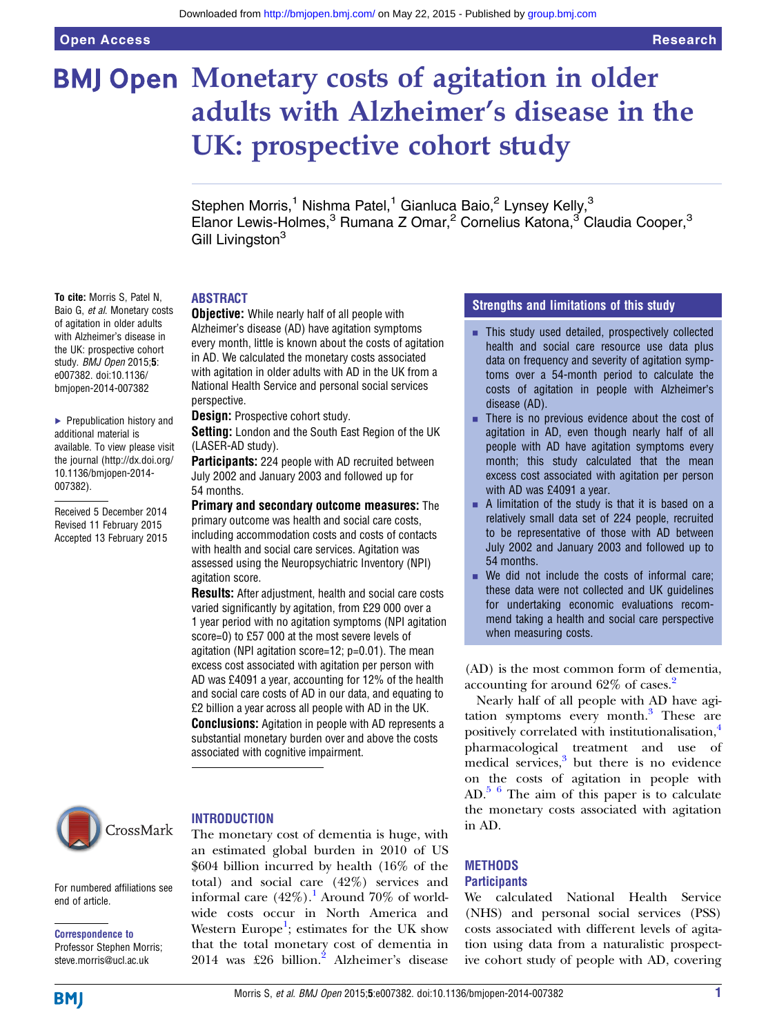# Monetary costs of agitation in older adults with Alzheimer's disease in the UK: prospective cohort study

Stephen Morris,[1] Nishma Patel,[1] Gianluca Baio,[2] Lynsey Kelly,[3] Elanor Lewis-Holmes,[3] Rumana Z Omar,[2] Cornelius Katona,[3] Claudia Cooper,[3] Gill Livingston[3]

**To cite:** Morris S, Patel N, Baio G, *et al*. Monetary costs of agitation in older adults with Alzheimer's disease in the UK: prospective cohort study. *BMJ Open* 2015;**5**: e007382. doi:10.1136/bmjopen-2014-007382

▸ Prepublication history and additional material is available. To view please visit the journal (http://dx.doi.org/10.1136/bmjopen-2014-007382).

Received 5 December 2014
Revised 11 February 2015
Accepted 13 February 2015

For numbered affiliations see end of article.

**Correspondence to**
Professor Stephen Morris; steve.morris@ucl.ac.uk

## ABSTRACT

**Objective:** While nearly half of all people with Alzheimer's disease (AD) have agitation symptoms every month, little is known about the costs of agitation in AD. We calculated the monetary costs associated with agitation in older adults with AD in the UK from a National Health Service and personal social services perspective.

**Design:** Prospective cohort study.

**Setting:** London and the South East Region of the UK (LASER-AD study).

**Participants:** 224 people with AD recruited between July 2002 and January 2003 and followed up for 54 months.

**Primary and secondary outcome measures:** The primary outcome was health and social care costs, including accommodation costs and costs of contacts with health and social care services. Agitation was assessed using the Neuropsychiatric Inventory (NPI) agitation score.

**Results:** After adjustment, health and social care costs varied significantly by agitation, from £29 000 over a 1 year period with no agitation symptoms (NPI agitation score=0) to £57 000 at the most severe levels of agitation (NPI agitation score=12; p=0.01). The mean excess cost associated with agitation per person with AD was £4091 a year, accounting for 12% of the health and social care costs of AD in our data, and equating to £2 billion a year across all people with AD in the UK.

**Conclusions:** Agitation in people with AD represents a substantial monetary burden over and above the costs associated with cognitive impairment.

## Strengths and limitations of this study

- This study used detailed, prospectively collected health and social care resource use data plus data on frequency and severity of agitation symptoms over a 54-month period to calculate the costs of agitation in people with Alzheimer's disease (AD).
- There is no previous evidence about the cost of agitation in AD, even though nearly half of all people with AD have agitation symptoms every month; this study calculated that the mean excess cost associated with agitation per person with AD was £4091 a year.
- A limitation of the study is that it is based on a relatively small data set of 224 people, recruited to be representative of those with AD between July 2002 and January 2003 and followed up to 54 months.
- We did not include the costs of informal care; these data were not collected and UK guidelines for undertaking economic evaluations recommend taking a health and social care perspective when measuring costs.

## INTRODUCTION

The monetary cost of dementia is huge, with an estimated global burden in 2010 of US $604 billion incurred by health (16% of the total) and social care (42%) services and informal care (42%).[1] Around 70% of worldwide costs occur in North America and Western Europe[1]; estimates for the UK show that the total monetary cost of dementia in 2014 was £26 billion.[2] Alzheimer's disease (AD) is the most common form of dementia, accounting for around 62% of cases.[2]

Nearly half of all people with AD have agitation symptoms every month.[3] These are positively correlated with institutionalisation,[4] pharmacological treatment and use of medical services,[3] but there is no evidence on the costs of agitation in people with AD.[5 6] The aim of this paper is to calculate the monetary costs associated with agitation in AD.

## METHODS

### Participants

We calculated National Health Service (NHS) and personal social services (PSS) costs associated with different levels of agitation using data from a naturalistic prospective cohort study of people with AD, covering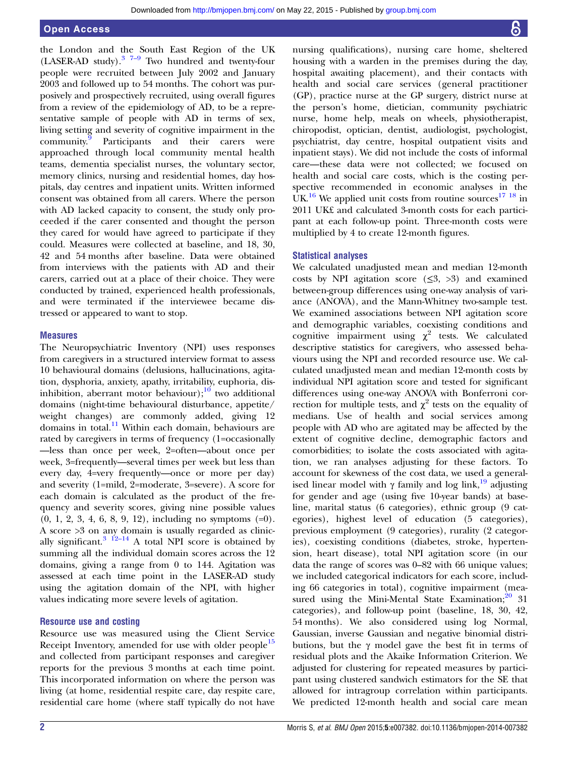the London and the South East Region of the UK (LASER-AD study).[3 7–9] Two hundred and twenty-four people were recruited between July 2002 and January 2003 and followed up to 54 months. The cohort was purposively and prospectively recruited, using overall figures from a review of the epidemiology of AD, to be a representative sample of people with AD in terms of sex, living setting and severity of cognitive impairment in the community.[9] Participants and their carers were approached through local community mental health teams, dementia specialist nurses, the voluntary sector, memory clinics, nursing and residential homes, day hospitals, day centres and inpatient units. Written informed consent was obtained from all carers. Where the person with AD lacked capacity to consent, the study only proceeded if the carer consented and thought the person they cared for would have agreed to participate if they could. Measures were collected at baseline, and 18, 30, 42 and 54 months after baseline. Data were obtained from interviews with the patients with AD and their carers, carried out at a place of their choice. They were conducted by trained, experienced health professionals, and were terminated if the interviewee became distressed or appeared to want to stop.

### Measures

The Neuropsychiatric Inventory (NPI) uses responses from caregivers in a structured interview format to assess 10 behavioural domains (delusions, hallucinations, agitation, dysphoria, anxiety, apathy, irritability, euphoria, disinhibition, aberrant motor behaviour);[10] two additional domains (night-time behavioural disturbance, appetite/weight changes) are commonly added, giving 12 domains in total.[11] Within each domain, behaviours are rated by caregivers in terms of frequency (1=occasionally—less than once per week, 2=often—about once per week, 3=frequently—several times per week but less than every day, 4=very frequently—once or more per day) and severity (1=mild, 2=moderate, 3=severe). A score for each domain is calculated as the product of the frequency and severity scores, giving nine possible values (0, 1, 2, 3, 4, 6, 8, 9, 12), including no symptoms (=0). A score >3 on any domain is usually regarded as clinically significant.[3 12–14] A total NPI score is obtained by summing all the individual domain scores across the 12 domains, giving a range from 0 to 144. Agitation was assessed at each time point in the LASER-AD study using the agitation domain of the NPI, with higher values indicating more severe levels of agitation.

### Resource use and costing

Resource use was measured using the Client Service Receipt Inventory, amended for use with older people[15] and collected from participant responses and caregiver reports for the previous 3 months at each time point. This incorporated information on where the person was living (at home, residential respite care, day respite care, residential care home (where staff typically do not have nursing qualifications), nursing care home, sheltered housing with a warden in the premises during the day, hospital awaiting placement), and their contacts with health and social care services (general practitioner (GP), practice nurse at the GP surgery, district nurse at the person's home, dietician, community psychiatric nurse, home help, meals on wheels, physiotherapist, chiropodist, optician, dentist, audiologist, psychologist, psychiatrist, day centre, hospital outpatient visits and inpatient stays). We did not include the costs of informal care—these data were not collected; we focused on health and social care costs, which is the costing perspective recommended in economic analyses in the UK.[16] We applied unit costs from routine sources[17 18] in 2011 UK£ and calculated 3-month costs for each participant at each follow-up point. Three-month costs were multiplied by 4 to create 12-month figures.

### Statistical analyses

We calculated unadjusted mean and median 12-month costs by NPI agitation score (≤3, >3) and examined between-group differences using one-way analysis of variance (ANOVA), and the Mann-Whitney two-sample test. We examined associations between NPI agitation score and demographic variables, coexisting conditions and cognitive impairment using $\chi^2$ tests. We calculated descriptive statistics for caregivers, who assessed behaviours using the NPI and recorded resource use. We calculated unadjusted mean and median 12-month costs by individual NPI agitation score and tested for significant differences using one-way ANOVA with Bonferroni correction for multiple tests, and $\chi^2$ tests on the equality of medians. Use of health and social services among people with AD who are agitated may be affected by the extent of cognitive decline, demographic factors and comorbidities; to isolate the costs associated with agitation, we ran analyses adjusting for these factors. To account for skewness of the cost data, we used a generalised linear model with $\gamma$ family and log link,[19] adjusting for gender and age (using five 10-year bands) at baseline, marital status (6 categories), ethnic group (9 categories), highest level of education (5 categories), previous employment (9 categories), rurality (2 categories), coexisting conditions (diabetes, stroke, hypertension, heart disease), total NPI agitation score (in our data the range of scores was 0–82 with 66 unique values; we included categorical indicators for each score, including 66 categories in total), cognitive impairment (measured using the Mini-Mental State Examination;[20] 31 categories), and follow-up point (baseline, 18, 30, 42, 54 months). We also considered using log Normal, Gaussian, inverse Gaussian and negative binomial distributions, but the $\gamma$ model gave the best fit in terms of residual plots and the Akaike Information Criterion. We adjusted for clustering for repeated measures by participant using clustered sandwich estimators for the SE that allowed for intragroup correlation within participants. We predicted 12-month health and social care mean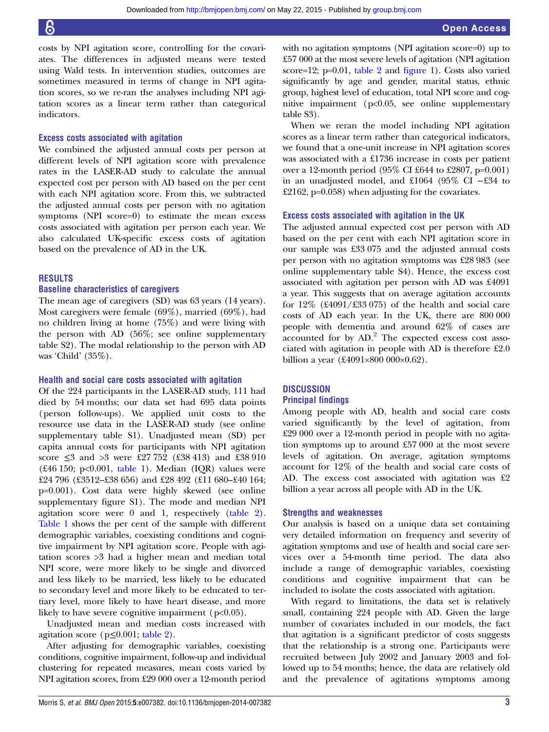costs by NPI agitation score, controlling for the covariates. The differences in adjusted means were tested using Wald tests. In intervention studies, outcomes are sometimes measured in terms of change in NPI agitation scores, so we re-ran the analyses including NPI agitation scores as a linear term rather than categorical indicators.

### Excess costs associated with agitation

We combined the adjusted annual costs per person at different levels of NPI agitation score with prevalence rates in the LASER-AD study to calculate the annual expected cost per person with AD based on the per cent with each NPI agitation score. From this, we subtracted the adjusted annual costs per person with no agitation symptoms (NPI score=0) to estimate the mean excess costs associated with agitation per person each year. We also calculated UK-specific excess costs of agitation based on the prevalence of AD in the UK.

## RESULTS

### Baseline characteristics of caregivers

The mean age of caregivers (SD) was 63 years (14 years). Most caregivers were female (69%), married (69%), had no children living at home (75%) and were living with the person with AD (56%; see online supplementary table S2). The modal relationship to the person with AD was 'Child' (35%).

### Health and social care costs associated with agitation

Of the 224 participants in the LASER-AD study, 111 had died by 54 months; our data set had 695 data points (person follow-ups). We applied unit costs to the resource use data in the LASER-AD study (see online supplementary table S1). Unadjusted mean (SD) per capita annual costs for participants with NPI agitation score ≤3 and >3 were £27 752 (£38 413) and £38 910 (£46 150; p<0.001, table 1). Median (IQR) values were £24 796 (£3512–£38 656) and £28 492 (£11 680–£40 164; p=0.001). Cost data were highly skewed (see online supplementary figure S1). The mode and median NPI agitation score were 0 and 1, respectively (table 2). Table 1 shows the per cent of the sample with different demographic variables, coexisting conditions and cognitive impairment by NPI agitation score. People with agitation scores >3 had a higher mean and median total NPI score, were more likely to be single and divorced and less likely to be married, less likely to be educated to secondary level and more likely to be educated to tertiary level, more likely to have heart disease, and more likely to have severe cognitive impairment (p<0.05).

Unadjusted mean and median costs increased with agitation score (p≤0.001; table 2).

After adjusting for demographic variables, coexisting conditions, cognitive impairment, follow-up and individual clustering for repeated measures, mean costs varied by NPI agitation scores, from £29 000 over a 12-month period with no agitation symptoms (NPI agitation score=0) up to £57 000 at the most severe levels of agitation (NPI agitation score=12; p=0.01, table 2 and figure 1). Costs also varied significantly by age and gender, marital status, ethnic group, highest level of education, total NPI score and cognitive impairment (p<0.05, see online supplementary table S3).

When we reran the model including NPI agitation scores as a linear term rather than categorical indicators, we found that a one-unit increase in NPI agitation scores was associated with a £1736 increase in costs per patient over a 12-month period (95% CI £644 to £2807, p=0.001) in an unadjusted model, and £1064 (95% CI −£34 to £2162, p=0.058) when adjusting for the covariates.

### Excess costs associated with agitation in the UK

The adjusted annual expected cost per person with AD based on the per cent with each NPI agitation score in our sample was £33 075 and the adjusted annual costs per person with no agitation symptoms was £28 983 (see online supplementary table S4). Hence, the excess cost associated with agitation per person with AD was £4091 a year. This suggests that on average agitation accounts for 12% (£4091/£33 075) of the health and social care costs of AD each year. In the UK, there are 800 000 people with dementia and around 62% of cases are accounted for by AD.[2] The expected excess cost associated with agitation in people with AD is therefore £2.0 billion a year (£4091×800 000×0.62).

## DISCUSSION

### Principal findings

Among people with AD, health and social care costs varied significantly by the level of agitation, from £29 000 over a 12-month period in people with no agitation symptoms up to around £57 000 at the most severe levels of agitation. On average, agitation symptoms account for 12% of the health and social care costs of AD. The excess cost associated with agitation was £2 billion a year across all people with AD in the UK.

### Strengths and weaknesses

Our analysis is based on a unique data set containing very detailed information on frequency and severity of agitation symptoms and use of health and social care services over a 54-month time period. The data also include a range of demographic variables, coexisting conditions and cognitive impairment that can be included to isolate the costs associated with agitation.

With regard to limitations, the data set is relatively small, containing 224 people with AD. Given the large number of covariates included in our models, the fact that agitation is a significant predictor of costs suggests that the relationship is a strong one. Participants were recruited between July 2002 and January 2003 and followed up to 54 months; hence, the data are relatively old and the prevalence of agitations symptoms among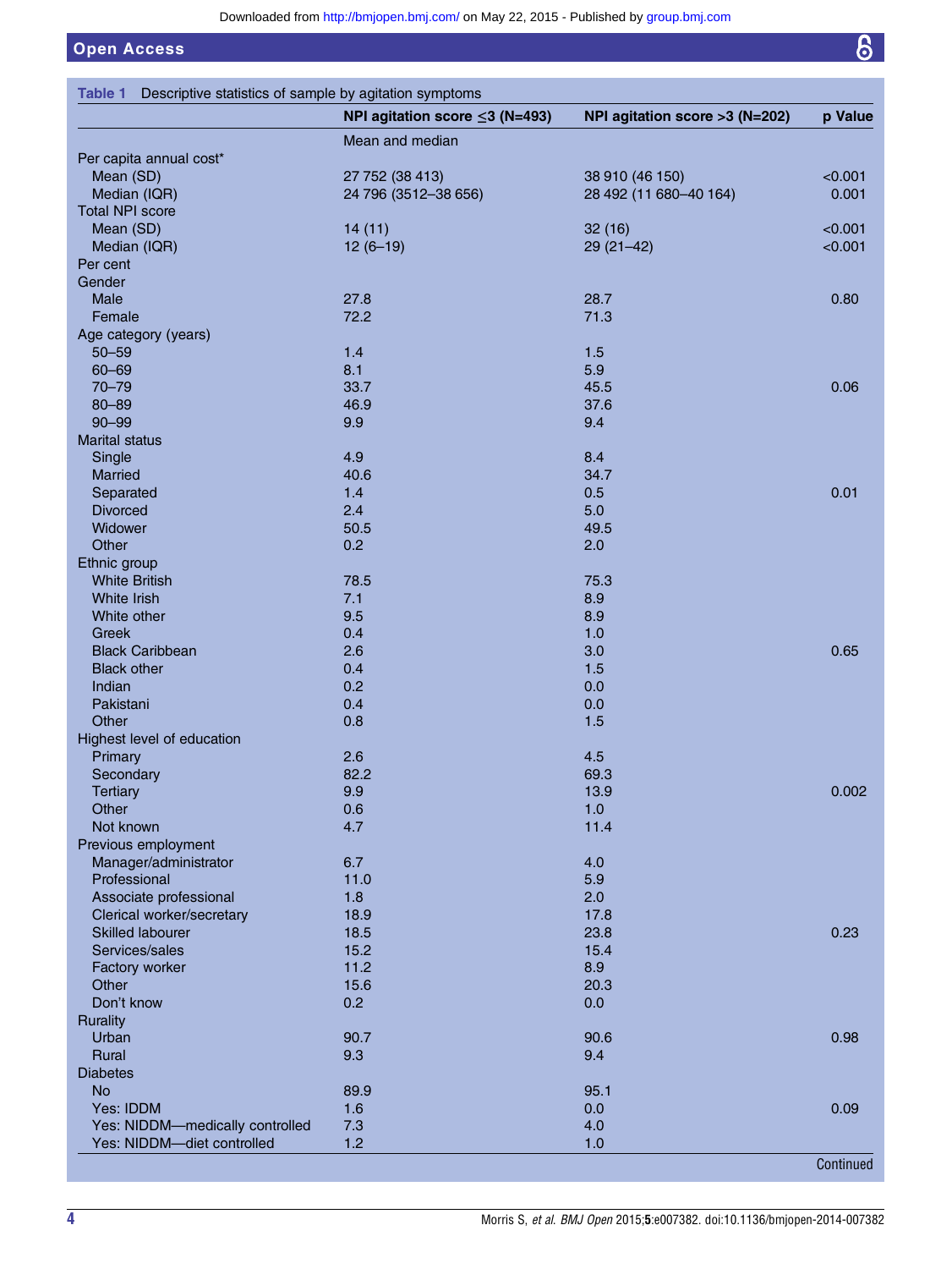**Table 1** Descriptive statistics of sample by agitation symptoms

| | NPI agitation score ≤3 (N=493) | NPI agitation score >3 (N=202) | p Value |
|---|---|---|---|
| | Mean and median | | |
| Per capita annual cost* | | | |
| Mean (SD) | 27 752 (38 413) | 38 910 (46 150) | <0.001 |
| Median (IQR) | 24 796 (3512–38 656) | 28 492 (11 680–40 164) | 0.001 |
| Total NPI score | | | |
| Mean (SD) | 14 (11) | 32 (16) | <0.001 |
| Median (IQR) | 12 (6–19) | 29 (21–42) | <0.001 |
| Per cent | | | |
| Gender | | | |
| Male | 27.8 | 28.7 | 0.80 |
| Female | 72.2 | 71.3 | |
| Age category (years) | | | |
| 50–59 | 1.4 | 1.5 | |
| 60–69 | 8.1 | 5.9 | |
| 70–79 | 33.7 | 45.5 | 0.06 |
| 80–89 | 46.9 | 37.6 | |
| 90–99 | 9.9 | 9.4 | |
| Marital status | | | |
| Single | 4.9 | 8.4 | |
| Married | 40.6 | 34.7 | |
| Separated | 1.4 | 0.5 | 0.01 |
| Divorced | 2.4 | 5.0 | |
| Widower | 50.5 | 49.5 | |
| Other | 0.2 | 2.0 | |
| Ethnic group | | | |
| White British | 78.5 | 75.3 | |
| White Irish | 7.1 | 8.9 | |
| White other | 9.5 | 8.9 | |
| Greek | 0.4 | 1.0 | |
| Black Caribbean | 2.6 | 3.0 | 0.65 |
| Black other | 0.4 | 1.5 | |
| Indian | 0.2 | 0.0 | |
| Pakistani | 0.4 | 0.0 | |
| Other | 0.8 | 1.5 | |
| Highest level of education | | | |
| Primary | 2.6 | 4.5 | |
| Secondary | 82.2 | 69.3 | |
| Tertiary | 9.9 | 13.9 | 0.002 |
| Other | 0.6 | 1.0 | |
| Not known | 4.7 | 11.4 | |
| Previous employment | | | |
| Manager/administrator | 6.7 | 4.0 | |
| Professional | 11.0 | 5.9 | |
| Associate professional | 1.8 | 2.0 | |
| Clerical worker/secretary | 18.9 | 17.8 | |
| Skilled labourer | 18.5 | 23.8 | 0.23 |
| Services/sales | 15.2 | 15.4 | |
| Factory worker | 11.2 | 8.9 | |
| Other | 15.6 | 20.3 | |
| Don't know | 0.2 | 0.0 | |
| Rurality | | | |
| Urban | 90.7 | 90.6 | 0.98 |
| Rural | 9.3 | 9.4 | |
| Diabetes | | | |
| No | 89.9 | 95.1 | |
| Yes: IDDM | 1.6 | 0.0 | 0.09 |
| Yes: NIDDM—medically controlled | 7.3 | 4.0 | |
| Yes: NIDDM—diet controlled | 1.2 | 1.0 | |

Continued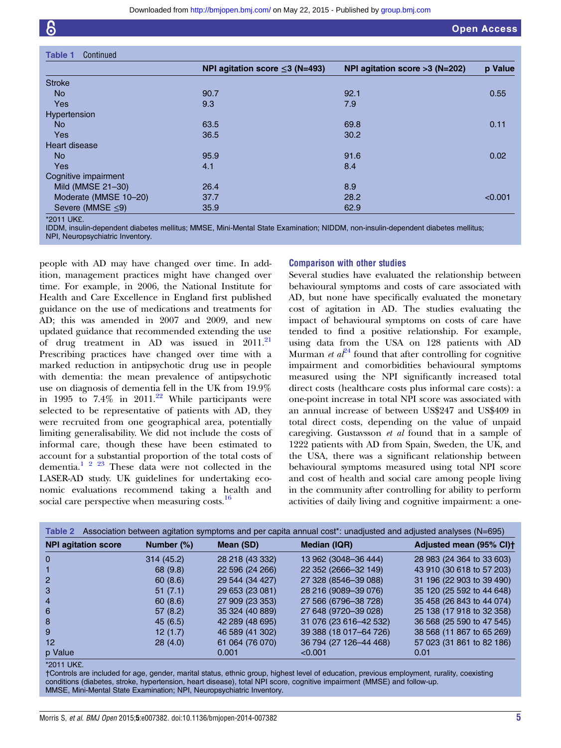**Table 1** Continued

| | NPI agitation score ≤3 (N=493) | NPI agitation score >3 (N=202) | p Value |
|---|---|---|---|
| Stroke | | | |
| No | 90.7 | 92.1 | 0.55 |
| Yes | 9.3 | 7.9 | |
| Hypertension | | | |
| No | 63.5 | 69.8 | 0.11 |
| Yes | 36.5 | 30.2 | |
| Heart disease | | | |
| No | 95.9 | 91.6 | 0.02 |
| Yes | 4.1 | 8.4 | |
| Cognitive impairment | | | |
| Mild (MMSE 21–30) | 26.4 | 8.9 | |
| Moderate (MMSE 10–20) | 37.7 | 28.2 | <0.001 |
| Severe (MMSE ≤9) | 35.9 | 62.9 | |

*2011 UK£.
IDDM, insulin-dependent diabetes mellitus; MMSE, Mini-Mental State Examination; NIDDM, non-insulin-dependent diabetes mellitus; NPI, Neuropsychiatric Inventory.

people with AD may have changed over time. In addition, management practices might have changed over time. For example, in 2006, the National Institute for Health and Care Excellence in England first published guidance on the use of medications and treatments for AD; this was amended in 2007 and 2009, and new updated guidance that recommended extending the use of drug treatment in AD was issued in 2011.[21] Prescribing practices have changed over time with a marked reduction in antipsychotic drug use in people with dementia: the mean prevalence of antipsychotic use on diagnosis of dementia fell in the UK from 19.9% in 1995 to 7.4% in 2011.[22] While participants were selected to be representative of patients with AD, they were recruited from one geographical area, potentially limiting generalisability. We did not include the costs of informal care, though these have been estimated to account for a substantial proportion of the total costs of dementia.[1 2 23] These data were not collected in the LASER-AD study. UK guidelines for undertaking economic evaluations recommend taking a health and social care perspective when measuring costs.[16]

### Comparison with other studies

Several studies have evaluated the relationship between behavioural symptoms and costs of care associated with AD, but none have specifically evaluated the monetary cost of agitation in AD. The studies evaluating the impact of behavioural symptoms on costs of care have tended to find a positive relationship. For example, using data from the USA on 128 patients with AD Murman *et al*[24] found that after controlling for cognitive impairment and comorbidities behavioural symptoms measured using the NPI significantly increased total direct costs (healthcare costs plus informal care costs): a one-point increase in total NPI score was associated with an annual increase of between US$247 and US$409 in total direct costs, depending on the value of unpaid caregiving. Gustavsson *et al* found that in a sample of 1222 patients with AD from Spain, Sweden, the UK, and the USA, there was a significant relationship between behavioural symptoms measured using total NPI score and cost of health and social care among people living in the community after controlling for ability to perform activities of daily living and cognitive impairment: a one-

**Table 2** Association between agitation symptoms and per capita annual cost*: unadjusted and adjusted analyses (N=695)

| NPI agitation score | Number (%) | Mean (SD) | Median (IQR) | Adjusted mean (95% CI)† |
|---|---|---|---|---|
| 0 | 314 (45.2) | 28 218 (43 332) | 13 962 (3048–36 444) | 28 983 (24 364 to 33 603) |
| 1 | 68 (9.8) | 22 596 (24 266) | 22 352 (2666–32 149) | 43 910 (30 618 to 57 203) |
| 2 | 60 (8.6) | 29 544 (34 427) | 27 328 (8546–39 088) | 31 196 (22 903 to 39 490) |
| 3 | 51 (7.1) | 29 653 (23 081) | 28 216 (9089–39 076) | 35 120 (25 592 to 44 648) |
| 4 | 60 (8.6) | 27 909 (23 353) | 27 566 (6796–38 728) | 35 458 (26 843 to 44 074) |
| 6 | 57 (8.2) | 35 324 (40 889) | 27 648 (9720–39 028) | 25 138 (17 918 to 32 358) |
| 8 | 45 (6.5) | 42 289 (48 695) | 31 076 (23 616–42 532) | 36 568 (25 590 to 47 545) |
| 9 | 12 (1.7) | 46 589 (41 302) | 39 388 (18 017–64 726) | 38 568 (11 867 to 65 269) |
| 12 | 28 (4.0) | 61 064 (76 070) | 36 794 (27 126–44 468) | 57 023 (31 861 to 82 186) |
| p Value | | 0.001 | <0.001 | 0.01 |

*2011 UK£.
†Controls are included for age, gender, marital status, ethnic group, highest level of education, previous employment, rurality, coexisting conditions (diabetes, stroke, hypertension, heart disease), total NPI score, cognitive impairment (MMSE) and follow-up.
MMSE, Mini-Mental State Examination; NPI, Neuropsychiatric Inventory.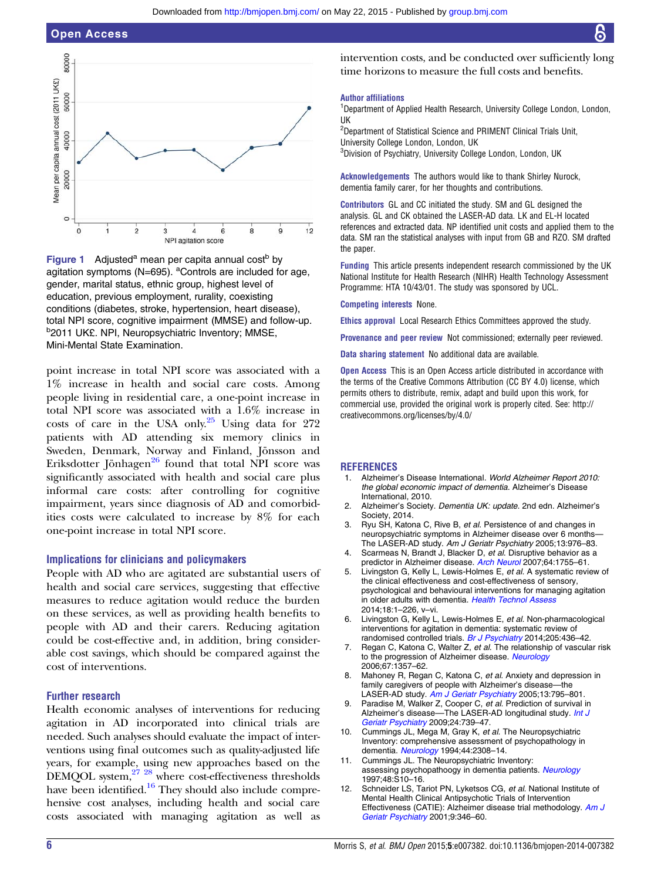**Figure 1** Adjusted[a] mean per capita annual cost[b] by agitation symptoms (N=695). [a]Controls are included for age, gender, marital status, ethnic group, highest level of education, previous employment, rurality, coexisting conditions (diabetes, stroke, hypertension, heart disease), total NPI score, cognitive impairment (MMSE) and follow-up. [b]2011 UK£. NPI, Neuropsychiatric Inventory; MMSE, Mini-Mental State Examination.

point increase in total NPI score was associated with a 1% increase in health and social care costs. Among people living in residential care, a one-point increase in total NPI score was associated with a 1.6% increase in costs of care in the USA only.[25] Using data for 272 patients with AD attending six memory clinics in Sweden, Denmark, Norway and Finland, Jönsson and Eriksdotter Jönhagen[26] found that total NPI score was significantly associated with health and social care plus informal care costs: after controlling for cognitive impairment, years since diagnosis of AD and comorbidities costs were calculated to increase by 8% for each one-point increase in total NPI score.

## Implications for clinicians and policymakers

People with AD who are agitated are substantial users of health and social care services, suggesting that effective measures to reduce agitation would reduce the burden on these services, as well as providing health benefits to people with AD and their carers. Reducing agitation could be cost-effective and, in addition, bring considerable cost savings, which should be compared against the cost of interventions.

## Further research

Health economic analyses of interventions for reducing agitation in AD incorporated into clinical trials are needed. Such analyses should evaluate the impact of interventions using final outcomes such as quality-adjusted life years, for example, using new approaches based on the DEMQOL system,[27 28] where cost-effectiveness thresholds have been identified.[16] They should also include comprehensive cost analyses, including health and social care costs associated with managing agitation as well as intervention costs, and be conducted over sufficiently long time horizons to measure the full costs and benefits.

**Author affiliations**
[1]Department of Applied Health Research, University College London, London, UK
[2]Department of Statistical Science and PRIMENT Clinical Trials Unit, University College London, London, UK
[3]Division of Psychiatry, University College London, London, UK

**Acknowledgements** The authors would like to thank Shirley Nurock, dementia family carer, for her thoughts and contributions.

**Contributors** GL and CC initiated the study. SM and GL designed the analysis. GL and CK obtained the LASER-AD data. LK and EL-H located references and extracted data. NP identified unit costs and applied them to the data. SM ran the statistical analyses with input from GB and RZO. SM drafted the paper.

**Funding** This article presents independent research commissioned by the UK National Institute for Health Research (NIHR) Health Technology Assessment Programme: HTA 10/43/01. The study was sponsored by UCL.

**Competing interests** None.

**Ethics approval** Local Research Ethics Committees approved the study.

**Provenance and peer review** Not commissioned; externally peer reviewed.

**Data sharing statement** No additional data are available.

**Open Access** This is an Open Access article distributed in accordance with the terms of the Creative Commons Attribution (CC BY 4.0) license, which permits others to distribute, remix, adapt and build upon this work, for commercial use, provided the original work is properly cited. See: http://creativecommons.org/licenses/by/4.0/

## REFERENCES

1. Alzheimer's Disease International. *World Alzheimer Report 2010: the global economic impact of dementia.* Alzheimer's Disease International, 2010.
2. Alzheimer's Society. *Dementia UK: update.* 2nd edn. Alzheimer's Society, 2014.
3. Ryu SH, Katona C, Rive B, *et al.* Persistence of and changes in neuropsychiatric symptoms in Alzheimer disease over 6 months—The LASER-AD study. *Am J Geriatr Psychiatry* 2005;13:976–83.
4. Scarmeas N, Brandt J, Blacker D, *et al.* Disruptive behavior as a predictor in Alzheimer disease. *Arch Neurol* 2007;64:1755–61.
5. Livingston G, Kelly L, Lewis-Holmes E, *et al.* A systematic review of the clinical effectiveness and cost-effectiveness of sensory, psychological and behavioural interventions for managing agitation in older adults with dementia. *Health Technol Assess* 2014;18:1–226, v–vi.
6. Livingston G, Kelly L, Lewis-Holmes E, *et al.* Non-pharmacological interventions for agitation in dementia: systematic review of randomised controlled trials. *Br J Psychiatry* 2014;205:436–42.
7. Regan C, Katona C, Walter Z, *et al.* The relationship of vascular risk to the progression of Alzheimer disease. *Neurology* 2006;67:1357–62.
8. Mahoney R, Regan C, Katona C, *et al.* Anxiety and depression in family caregivers of people with Alzheimer's disease—the LASER-AD study. *Am J Geriatr Psychiatry* 2005;13:795–801.
9. Paradise M, Walker Z, Cooper C, *et al.* Prediction of survival in Alzheimer's disease—The LASER-AD longitudinal study. *Int J Geriatr Psychiatry* 2009;24:739–47.
10. Cummings JL, Mega M, Gray K, *et al.* The Neuropsychiatric Inventory: comprehensive assessment of psychopathology in dementia. *Neurology* 1994;44:2308–14.
11. Cummings JL. The Neuropsychiatric Inventory: assessing psychopathology in dementia patients. *Neurology* 1997;48:S10–16.
12. Schneider LS, Tariot PN, Lyketsos CG, *et al.* National Institute of Mental Health Clinical Antipsychotic Trials of Intervention Effectiveness (CATIE): Alzheimer disease trial methodology. *Am J Geriatr Psychiatry* 2001;9:346–60.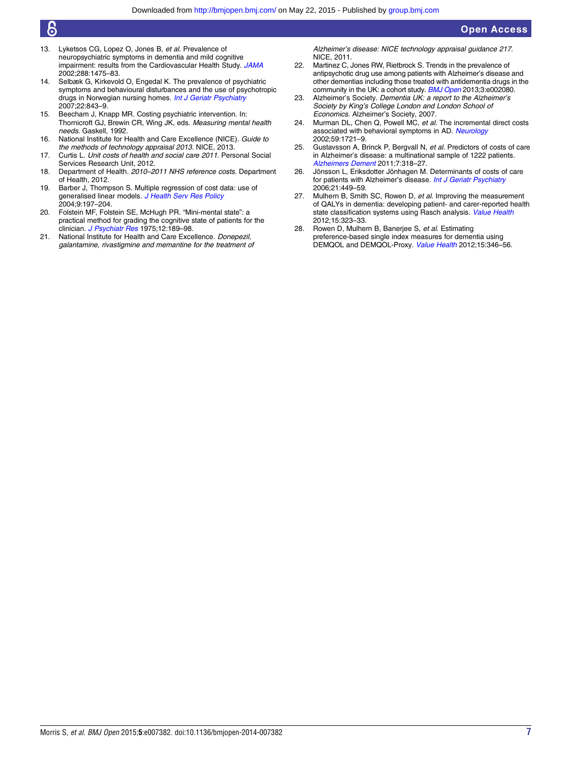13. Lyketsos CG, Lopez O, Jones B, *et al*. Prevalence of neuropsychiatric symptoms in dementia and mild cognitive impairment: results from the Cardiovascular Health Study. *JAMA* 2002;288:1475–83.
14. Selbæk G, Kirkevold O, Engedal K. The prevalence of psychiatric symptoms and behavioural disturbances and the use of psychotropic drugs in Norwegian nursing homes. *Int J Geriatr Psychiatry* 2007;22:843–9.
15. Beecham J, Knapp MR. Costing psychiatric intervention. In: Thornicroft GJ, Brewin CR, Wing JK, eds. *Measuring mental health needs*. Gaskell, 1992.
16. National Institute for Health and Care Excellence (NICE). *Guide to the methods of technology appraisal 2013*. NICE, 2013.
17. Curtis L. *Unit costs of health and social care 2011*. Personal Social Services Research Unit, 2012.
18. Department of Health. *2010–2011 NHS reference costs*. Department of Health, 2012.
19. Barber J, Thompson S. Multiple regression of cost data: use of generalised linear models. *J Health Serv Res Policy* 2004;9:197–204.
20. Folstein MF, Folstein SE, McHugh PR. "Mini-mental state": a practical method for grading the cognitive state of patients for the clinician. *J Psychiatr Res* 1975;12:189–98.
21. National Institute for Health and Care Excellence. *Donepezil, galantamine, rivastigmine and memantine for the treatment of Alzheimer's disease: NICE technology appraisal guidance 217*. NICE, 2011.
22. Martinez C, Jones RW, Rietbrock S. Trends in the prevalence of antipsychotic drug use among patients with Alzheimer's disease and other dementias including those treated with antidementia drugs in the community in the UK: a cohort study. *BMJ Open* 2013;3:e002080.
23. Alzheimer's Society. *Dementia UK: a report to the Alzheimer's Society by King's College London and London School of Economics*. Alzheimer's Society, 2007.
24. Murman DL, Chen Q, Powell MC, *et al*. The incremental direct costs associated with behavioral symptoms in AD. *Neurology* 2002;59:1721–9.
25. Gustavsson A, Brinck P, Bergvall N, *et al*. Predictors of costs of care in Alzheimer's disease: a multinational sample of 1222 patients. *Alzheimers Dement* 2011;7:318–27.
26. Jönsson L, Eriksdotter Jönhagen M. Determinants of costs of care for patients with Alzheimer's disease. *Int J Geriatr Psychiatry* 2006;21:449–59.
27. Mulhern B, Smith SC, Rowen D, *et al*. Improving the measurement of QALYs in dementia: developing patient- and carer-reported health state classification systems using Rasch analysis. *Value Health* 2012;15:323–33.
28. Rowen D, Mulhern B, Banerjee S, *et al*. Estimating preference-based single index measures for dementia using DEMQOL and DEMQOL-Proxy. *Value Health* 2012;15:346–56.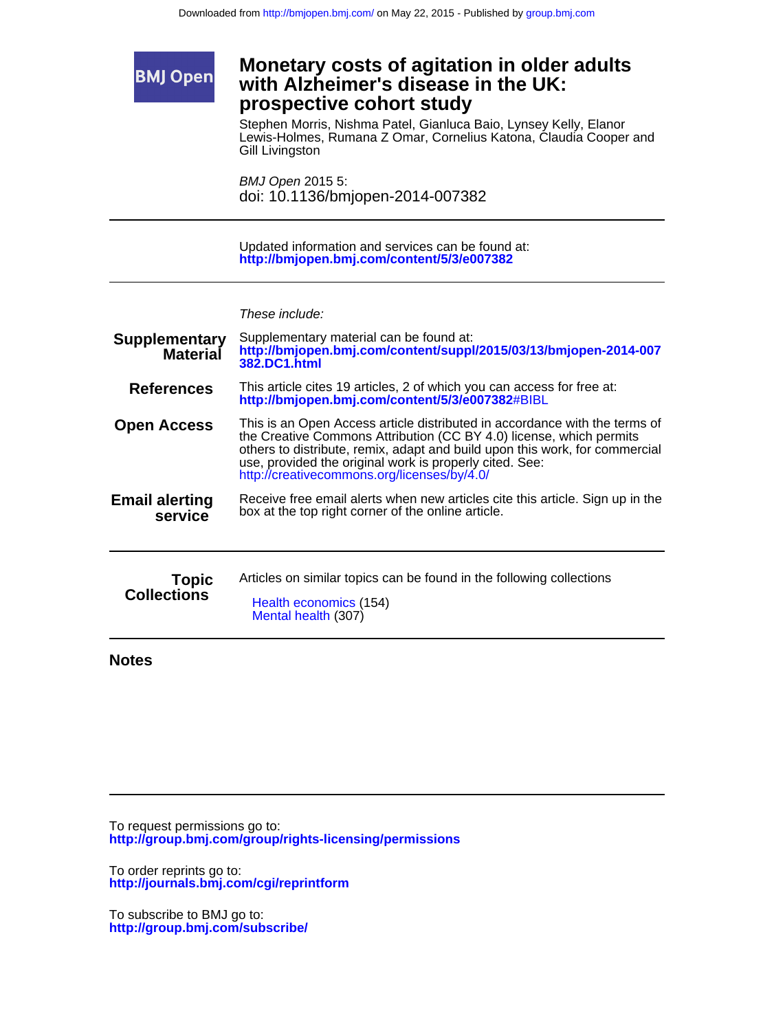# Monetary costs of agitation in older adults with Alzheimer's disease in the UK: prospective cohort study

Stephen Morris, Nishma Patel, Gianluca Baio, Lynsey Kelly, Elanor Lewis-Holmes, Rumana Z Omar, Cornelius Katona, Claudia Cooper and Gill Livingston

*BMJ Open* 2015 5:
doi: 10.1136/bmjopen-2014-007382

Updated information and services can be found at:
**http://bmjopen.bmj.com/content/5/3/e007382**

*These include:*

| | |
|---|---|
| **Supplementary Material** | Supplementary material can be found at: **http://bmjopen.bmj.com/content/suppl/2015/03/13/bmjopen-2014-007382.DC1.html** |
| **References** | This article cites 19 articles, 2 of which you can access for free at: **http://bmjopen.bmj.com/content/5/3/e007382**#BIBL |
| **Open Access** | This is an Open Access article distributed in accordance with the terms of the Creative Commons Attribution (CC BY 4.0) license, which permits others to distribute, remix, adapt and build upon this work, for commercial use, provided the original work is properly cited. See: http://creativecommons.org/licenses/by/4.0/ |
| **Email alerting service** | Receive free email alerts when new articles cite this article. Sign up in the box at the top right corner of the online article. |
| **Topic Collections** | Articles on similar topics can be found in the following collections<br>Health economics (154)<br>Mental health (307) |

## Notes

To request permissions go to:
**http://group.bmj.com/group/rights-licensing/permissions**

To order reprints go to:
**http://journals.bmj.com/cgi/reprintform**

To subscribe to BMJ go to:
**http://group.bmj.com/subscribe/**